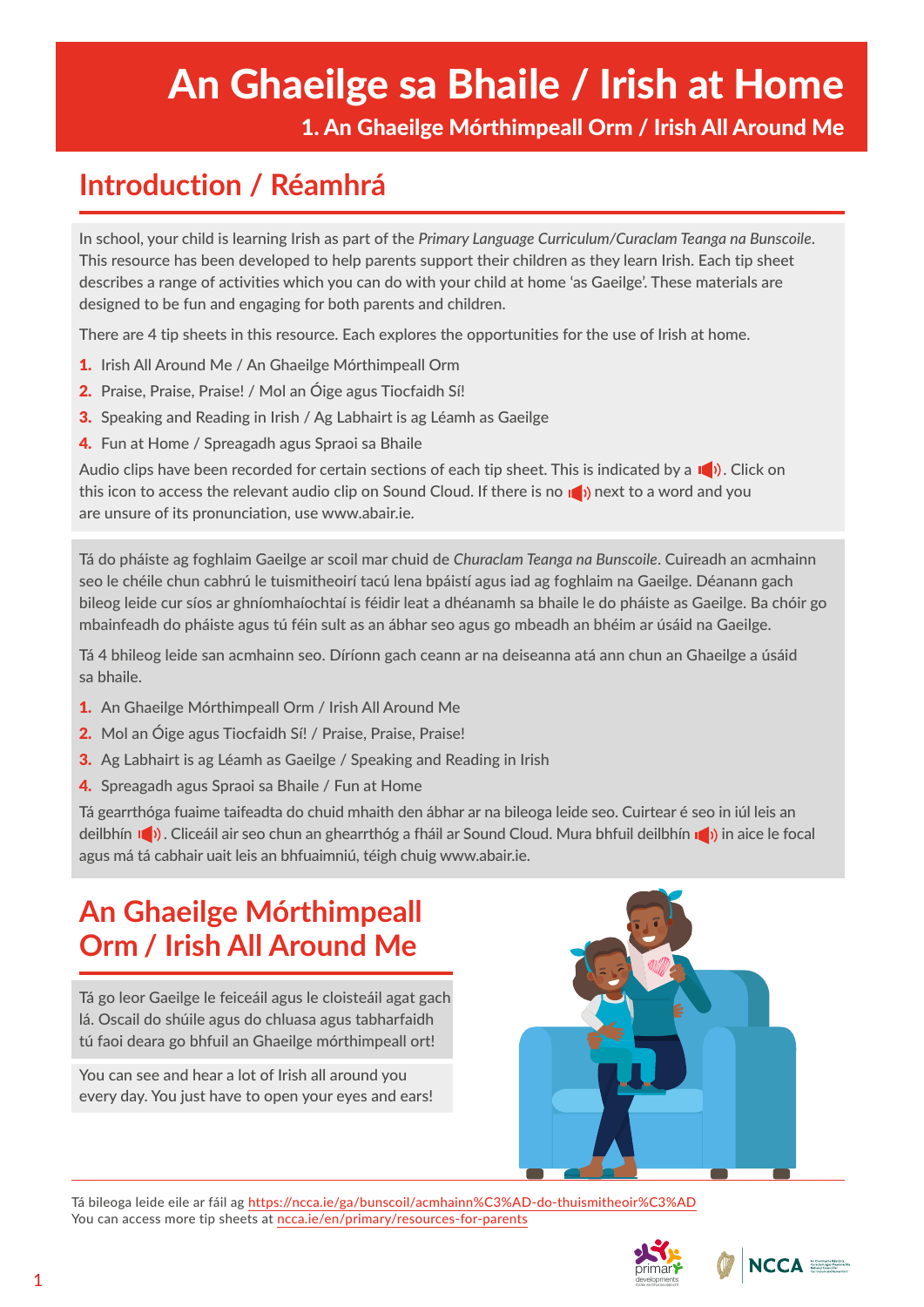# An Ghaeilge sa Bhaile / Irish at Home

**1. An Ghaeilge Mórthimpeall Orm / Irish All Around Me**

## Introduction / Réamhrá

In school, your child is learning Irish as part of the *Primary Language Curriculum/Curaclam Teanga na Bunscoile*. This resource has been developed to help parents support their children as they learn Irish. Each tip sheet describes a range of activities which you can do with your child at home 'as Gaeilge'. These materials are designed to be fun and engaging for both parents and children.

There are 4 tip sheets in this resource. Each explores the opportunities for the use of Irish at home.

1. Irish All Around Me / An Ghaeilge Mórthimpeall Orm
2. Praise, Praise, Praise! / Mol an Óige agus Tiocfaidh Sí!
3. Speaking and Reading in Irish / Ag Labhairt is ag Léamh as Gaeilge
4. Fun at Home / Spreagadh agus Spraoi sa Bhaile

Audio clips have been recorded for certain sections of each tip sheet. This is indicated by a 🔊. Click on this icon to access the relevant audio clip on Sound Cloud. If there is no 🔊 next to a word and you are unsure of its pronunciation, use www.abair.ie.

Tá do pháiste ag foghlaim Gaeilge ar scoil mar chuid de *Churaclam Teanga na Bunscoile*. Cuireadh an acmhainn seo le chéile chun cabhrú le tuismitheoirí tacú lena bpáistí agus iad ag foghlaim na Gaeilge. Déanann gach bileog leide cur síos ar ghníomhaíochtaí is féidir leat a dhéanamh sa bhaile le do pháiste as Gaeilge. Ba chóir go mbainfeadh do pháiste agus tú féin sult as an ábhar seo agus go mbeadh an bhéim ar úsáid na Gaeilge.

Tá 4 bhileog leide san acmhainn seo. Díríonn gach ceann ar na deiseanna atá ann chun an Ghaeilge a úsáid sa bhaile.

1. An Ghaeilge Mórthimpeall Orm / Irish All Around Me
2. Mol an Óige agus Tiocfaidh Sí! / Praise, Praise, Praise!
3. Ag Labhairt is ag Léamh as Gaeilge / Speaking and Reading in Irish
4. Spreagadh agus Spraoi sa Bhaile / Fun at Home

Tá gearrthóga fuaime taifeadta do chuid mhaith den ábhar ar na bileoga leide seo. Cuirtear é seo in iúl leis an deilbhín 🔊. Cliceáil air seo chun an ghearrthóg a fháil ar Sound Cloud. Mura bhfuil deilbhín 🔊 in aice le focal agus má tá cabhair uait leis an bhfuaimniú, téigh chuig www.abair.ie.

## An Ghaeilge Mórthimpeall Orm / Irish All Around Me

Tá go leor Gaeilge le feiceáil agus le cloisteáil agat gach lá. Oscail do shúile agus do chluasa agus tabharfaidh tú faoi deara go bhfuil an Ghaeilge mórthimpeall ort!

You can see and hear a lot of Irish all around you every day. You just have to open your eyes and ears!

Tá bileoga leide eile ar fáil ag https://ncca.ie/ga/bunscoil/acmhainn%C3%AD-do-thuismitheoir%C3%AD
You can access more tip sheets at ncca.ie/en/primary/resources-for-parents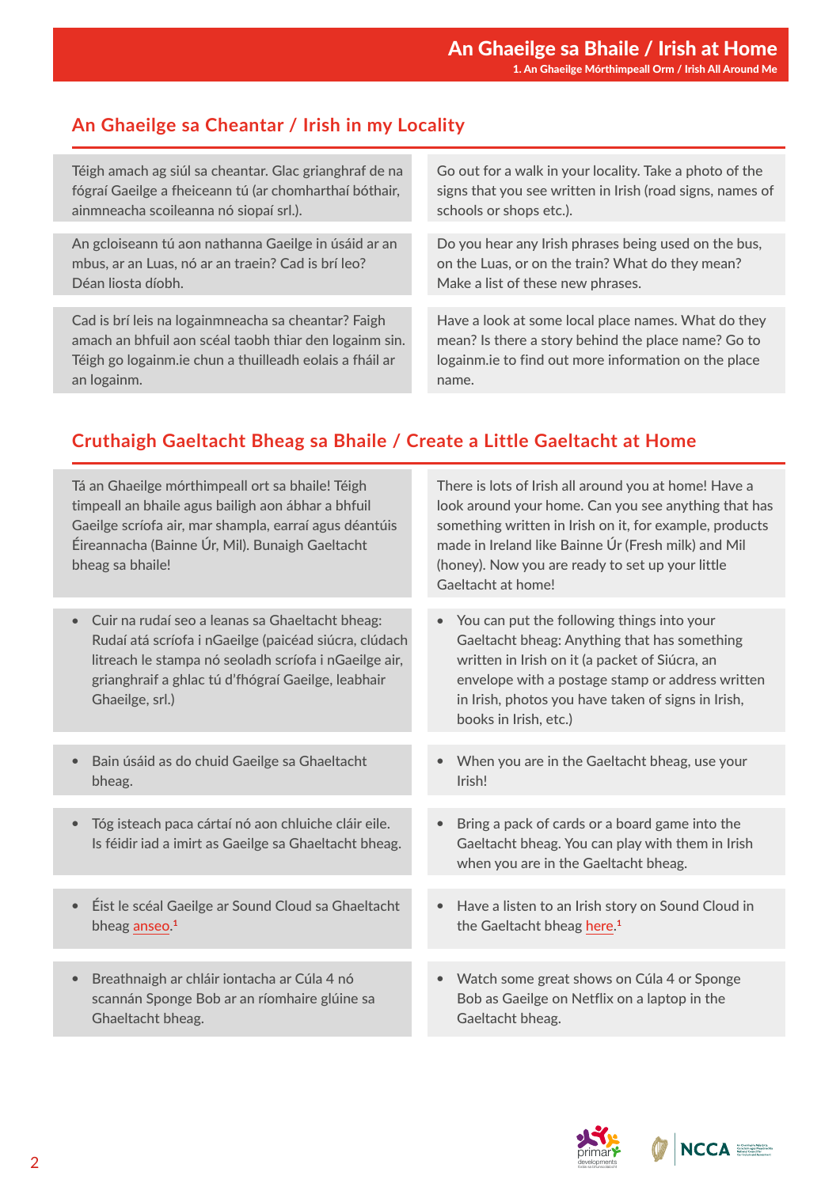## An Ghaeilge sa Cheantar / Irish in my Locality

| | |
|---|---|
| Téigh amach ag siúl sa cheantar. Glac grianghraf de na fógraí Gaeilge a fheiceann tú (ar chomharthaí bóthair, ainmneacha scoileanna nó siopaí srl.). | Go out for a walk in your locality. Take a photo of the signs that you see written in Irish (road signs, names of schools or shops etc.). |
| An gcloiseann tú aon nathanna Gaeilge in úsáid ar an mbus, ar an Luas, nó ar an traein? Cad is brí leo? Déan liosta díobh. | Do you hear any Irish phrases being used on the bus, on the Luas, or on the train? What do they mean? Make a list of these new phrases. |
| Cad is brí leis na logainmneacha sa cheantar? Faigh amach an bhfuil aon scéal taobh thiar den logainm sin. Téigh go logainm.ie chun a thuilleadh eolais a fháil ar an logainm. | Have a look at some local place names. What do they mean? Is there a story behind the place name? Go to logainm.ie to find out more information on the place name. |

## Cruthaigh Gaeltacht Bheag sa Bhaile / Create a Little Gaeltacht at Home

| | |
|---|---|
| Tá an Ghaeilge mórthimpeall ort sa bhaile! Téigh timpeall an bhaile agus bailigh aon ábhar a bhfuil Gaeilge scríofa air, mar shampla, earraí agus déantúis Éireannacha (Bainne Úr, Mil). Bunaigh Gaeltacht bheag sa bhaile! | There is lots of Irish all around you at home! Have a look around your home. Can you see anything that has something written in Irish on it, for example, products made in Ireland like Bainne Úr (Fresh milk) and Mil (honey). Now you are ready to set up your little Gaeltacht at home! |
| • Cuir na rudaí seo a leanas sa Ghaeltacht bheag: Rudaí atá scríofa i nGaeilge (paicéad siúcra, clúdach litreach le stampa nó seoladh scríofa i nGaeilge air, grianghraif a ghlac tú d'fhógraí Gaeilge, leabhair Ghaeilge, srl.) | • You can put the following things into your Gaeltacht bheag: Anything that has something written in Irish on it (a packet of Siúcra, an envelope with a postage stamp or address written in Irish, photos you have taken of signs in Irish, books in Irish, etc.) |
| • Bain úsáid as do chuid Gaeilge sa Ghaeltacht bheag. | • When you are in the Gaeltacht bheag, use your Irish! |
| • Tóg isteach paca cártaí nó aon chluiche cláir eile. Is féidir iad a imirt as Gaeilge sa Ghaeltacht bheag. | • Bring a pack of cards or a board game into the Gaeltacht bheag. You can play with them in Irish when you are in the Gaeltacht bheag. |
| • Éist le scéal Gaeilge ar Sound Cloud sa Ghaeltacht bheag anseo.[1] | • Have a listen to an Irish story on Sound Cloud in the Gaeltacht bheag here.[1] |
| • Breathnaigh ar chláir iontacha ar Cúla 4 nó scannán Sponge Bob ar an ríomhaire glúine sa Ghaeltacht bheag. | • Watch some great shows on Cúla 4 or Sponge Bob as Gaeilge on Netflix on a laptop in the Gaeltacht bheag. |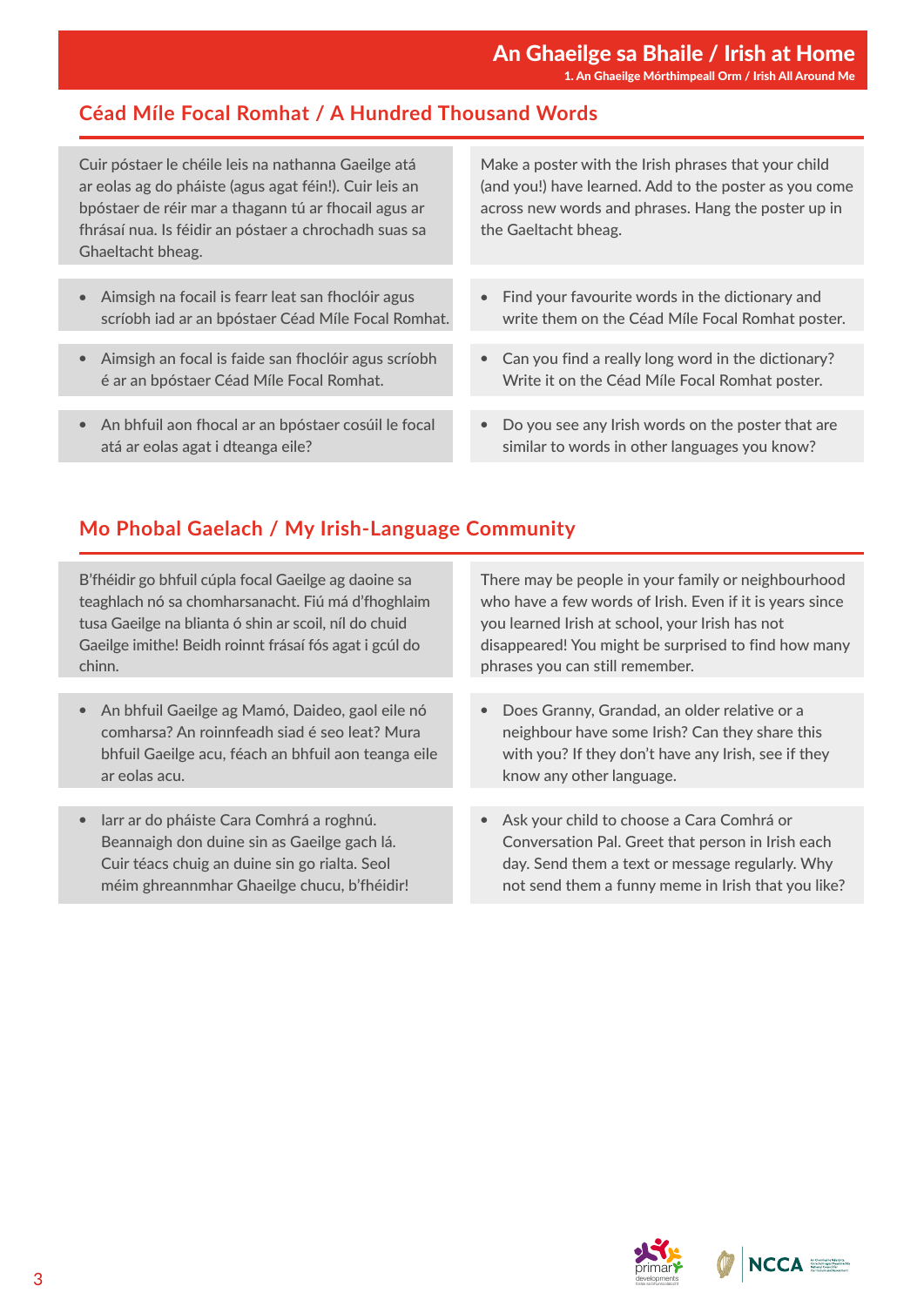## Céad Míle Focal Romhat / A Hundred Thousand Words

Cuir póstaer le chéile leis na nathanna Gaeilge atá ar eolas ag do pháiste (agus agat féin!). Cuir leis an bpóstaer de réir mar a thagann tú ar fhocail agus ar fhrásaí nua. Is féidir an póstaer a chrochadh suas sa Ghaeltacht bheag.

Make a poster with the Irish phrases that your child (and you!) have learned. Add to the poster as you come across new words and phrases. Hang the poster up in the Gaeltacht bheag.

- Aimsigh na focail is fearr leat san fhoclóir agus scríobh iad ar an bpóstaer Céad Míle Focal Romhat.
- Find your favourite words in the dictionary and write them on the Céad Míle Focal Romhat poster.
- Aimsigh an focal is faide san fhoclóir agus scríobh é ar an bpóstaer Céad Míle Focal Romhat.
- Can you find a really long word in the dictionary? Write it on the Céad Míle Focal Romhat poster.
- An bhfuil aon fhocal ar an bpóstaer cosúil le focal atá ar eolas agat i dteanga eile?
- Do you see any Irish words on the poster that are similar to words in other languages you know?

## Mo Phobal Gaelach / My Irish-Language Community

B'fhéidir go bhfuil cúpla focal Gaeilge ag daoine sa teaghlach nó sa chomharsanacht. Fiú má d'fhoghlaim tusa Gaeilge na blianta ó shin ar scoil, níl do chuid Gaeilge imithe! Beidh roinnt frásaí fós agat i gcúl do chinn.

There may be people in your family or neighbourhood who have a few words of Irish. Even if it is years since you learned Irish at school, your Irish has not disappeared! You might be surprised to find how many phrases you can still remember.

- An bhfuil Gaeilge ag Mamó, Daideo, gaol eile nó comharsa? An roinnfeadh siad é seo leat? Mura bhfuil Gaeilge acu, féach an bhfuil aon teanga eile ar eolas acu.
- Does Granny, Grandad, an older relative or a neighbour have some Irish? Can they share this with you? If they don't have any Irish, see if they know any other language.
- Iarr ar do pháiste Cara Comhrá a roghnú. Beannaigh don duine sin as Gaeilge gach lá. Cuir téacs chuig an duine sin go rialta. Seol méim ghreannmhar Ghaeilge chucu, b'fhéidir!
- Ask your child to choose a Cara Comhrá or Conversation Pal. Greet that person in Irish each day. Send them a text or message regularly. Why not send them a funny meme in Irish that you like?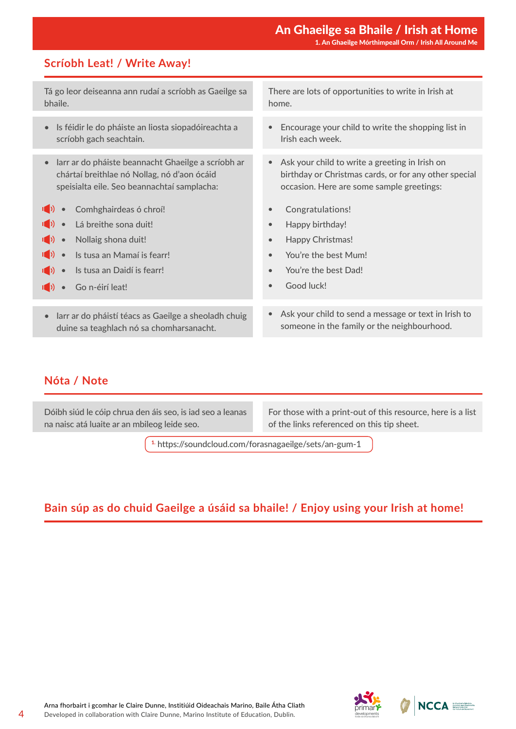## Scríobh Leat! / Write Away!

| | |
|---|---|
| Tá go leor deiseanna ann rudaí a scríobh as Gaeilge sa bhaile. | There are lots of opportunities to write in Irish at home. |
| • Is féidir le do pháiste an liosta siopadóireachta a scríobh gach seachtain. | • Encourage your child to write the shopping list in Irish each week. |
| • Iarr ar do pháiste beannacht Ghaeilge a scríobh ar chártaí breithlae nó Nollag, nó d'aon ócáid speisialta eile. Seo beannachtaí samplacha: | • Ask your child to write a greeting in Irish on birthday or Christmas cards, or for any other special occasion. Here are some sample greetings: |
| • Comhghairdeas ó chroí! | • Congratulations! |
| • Lá breithe sona duit! | • Happy birthday! |
| • Nollaig shona duit! | • Happy Christmas! |
| • Is tusa an Mamaí is fearr! | • You're the best Mum! |
| • Is tusa an Daidí is fearr! | • You're the best Dad! |
| • Go n-éirí leat! | • Good luck! |
| • Iarr ar do pháistí téacs as Gaeilge a sheoladh chuig duine sa teaghlach nó sa chomharsanacht. | • Ask your child to send a message or text in Irish to someone in the family or the neighbourhood. |

## Nóta / Note

| | |
|---|---|
| Dóibh siúd le cóip chrua den áis seo, is iad seo a leanas na naisc atá luaite ar an mbileog leide seo. | For those with a print-out of this resource, here is a list of the links referenced on this tip sheet. |

[1] https://soundcloud.com/forasnagaeilge/sets/an-gum-1

## Bain súp as do chuid Gaeilge a úsáid sa bhaile! / Enjoy using your Irish at home!

Arna fhorbairt i gcomhar le Claire Dunne, Institiúid Oideachais Marino, Baile Átha Cliath
Developed in collaboration with Claire Dunne, Marino Institute of Education, Dublin.